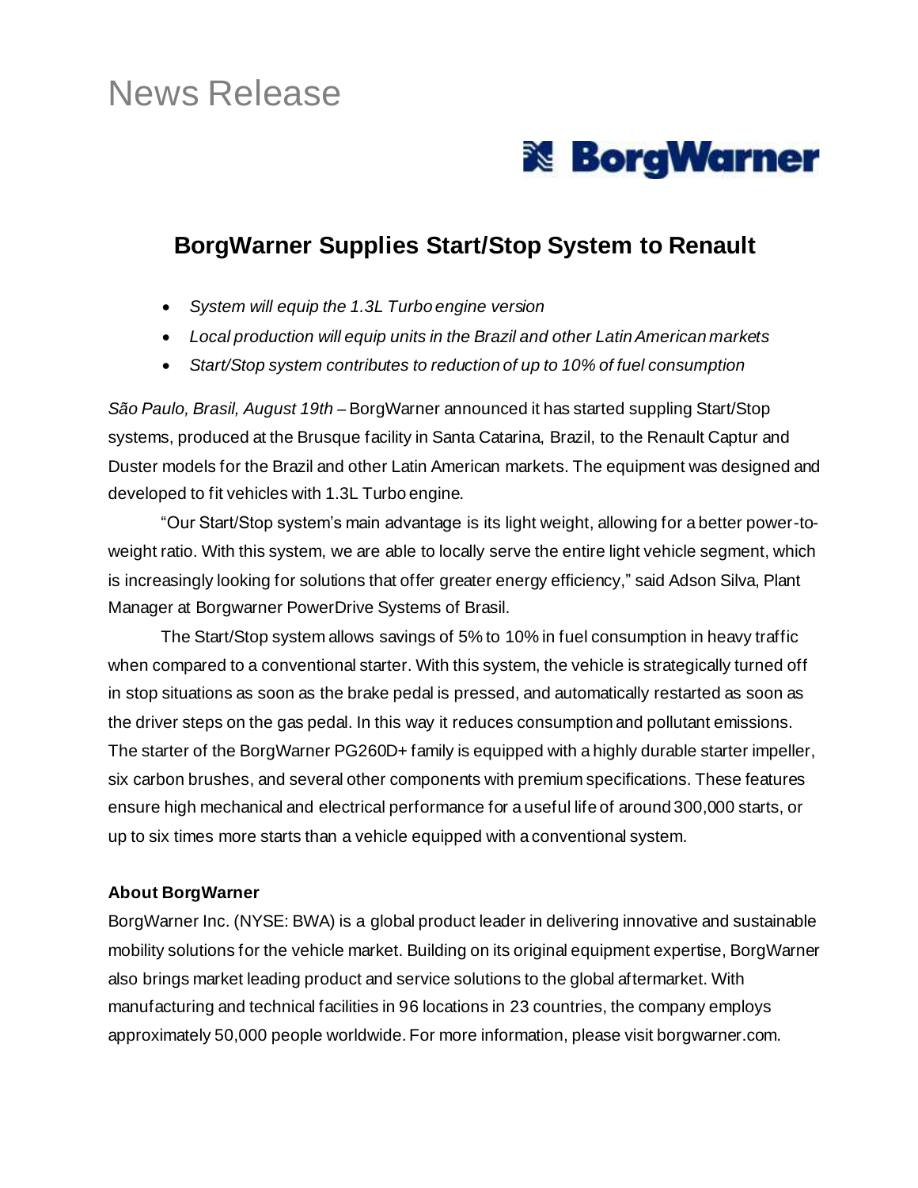# News Release

BorgWarner

## BorgWarner Supplies Start/Stop System to Renault

- *System will equip the 1.3L Turbo engine version*
- *Local production will equip units in the Brazil and other Latin American markets*
- *Start/Stop system contributes to reduction of up to 10% of fuel consumption*

*São Paulo, Brasil, August 19th* – BorgWarner announced it has started suppling Start/Stop systems, produced at the Brusque facility in Santa Catarina, Brazil, to the Renault Captur and Duster models for the Brazil and other Latin American markets. The equipment was designed and developed to fit vehicles with 1.3L Turbo engine.

"Our Start/Stop system's main advantage is its light weight, allowing for a better power-to-weight ratio. With this system, we are able to locally serve the entire light vehicle segment, which is increasingly looking for solutions that offer greater energy efficiency," said Adson Silva, Plant Manager at Borgwarner PowerDrive Systems of Brasil.

The Start/Stop system allows savings of 5% to 10% in fuel consumption in heavy traffic when compared to a conventional starter. With this system, the vehicle is strategically turned off in stop situations as soon as the brake pedal is pressed, and automatically restarted as soon as the driver steps on the gas pedal. In this way it reduces consumption and pollutant emissions. The starter of the BorgWarner PG260D+ family is equipped with a highly durable starter impeller, six carbon brushes, and several other components with premium specifications. These features ensure high mechanical and electrical performance for a useful life of around 300,000 starts, or up to six times more starts than a vehicle equipped with a conventional system.

### About BorgWarner

BorgWarner Inc. (NYSE: BWA) is a global product leader in delivering innovative and sustainable mobility solutions for the vehicle market. Building on its original equipment expertise, BorgWarner also brings market leading product and service solutions to the global aftermarket. With manufacturing and technical facilities in 96 locations in 23 countries, the company employs approximately 50,000 people worldwide. For more information, please visit borgwarner.com.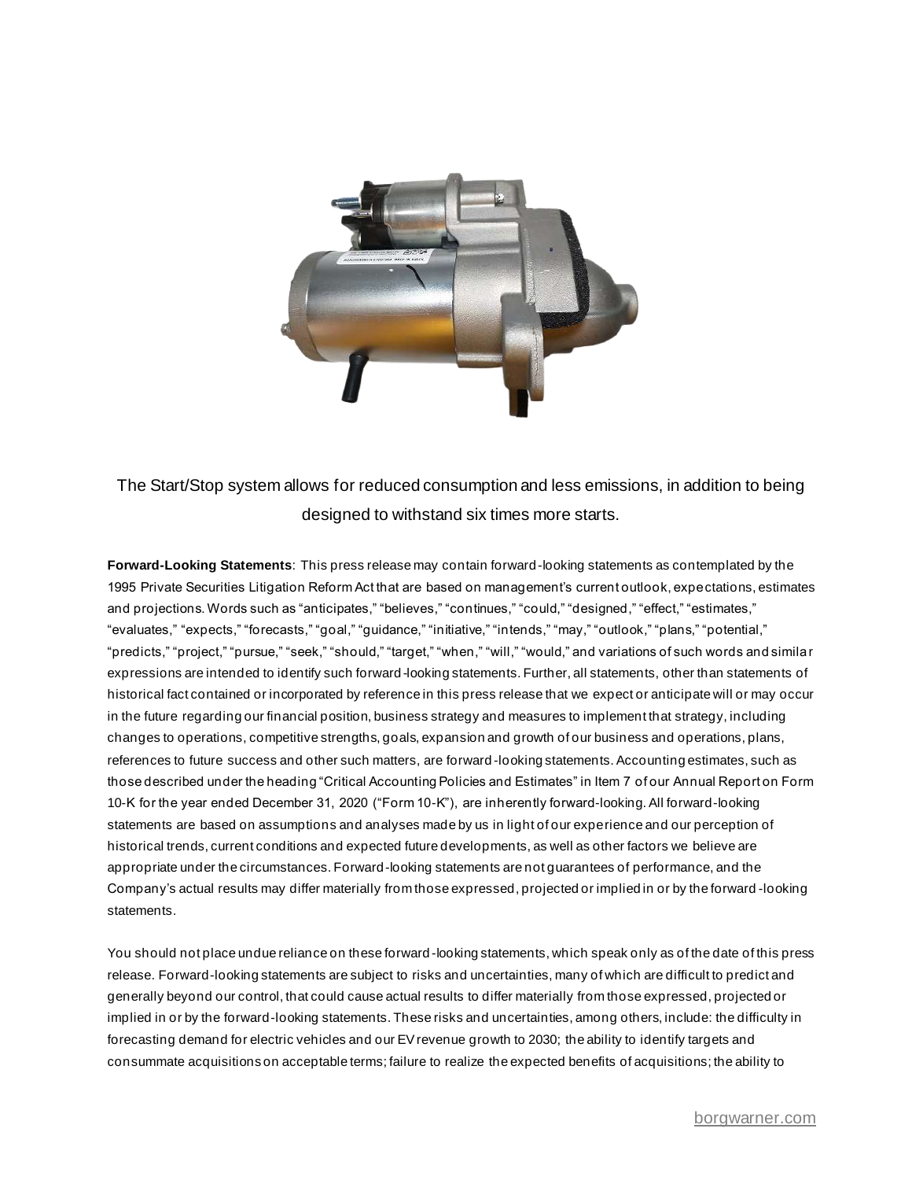The Start/Stop system allows for reduced consumption and less emissions, in addition to being designed to withstand six times more starts.

**Forward-Looking Statements**: This press release may contain forward-looking statements as contemplated by the 1995 Private Securities Litigation Reform Act that are based on management's current outlook, expectations, estimates and projections. Words such as "anticipates," "believes," "continues," "could," "designed," "effect," "estimates," "evaluates," "expects," "forecasts," "goal," "guidance," "initiative," "intends," "may," "outlook," "plans," "potential," "predicts," "project," "pursue," "seek," "should," "target," "when," "will," "would," and variations of such words and similar expressions are intended to identify such forward-looking statements. Further, all statements, other than statements of historical fact contained or incorporated by reference in this press release that we expect or anticipate will or may occur in the future regarding our financial position, business strategy and measures to implement that strategy, including changes to operations, competitive strengths, goals, expansion and growth of our business and operations, plans, references to future success and other such matters, are forward-looking statements. Accounting estimates, such as those described under the heading "Critical Accounting Policies and Estimates" in Item 7 of our Annual Report on Form 10-K for the year ended December 31, 2020 ("Form 10-K"), are inherently forward-looking. All forward-looking statements are based on assumptions and analyses made by us in light of our experience and our perception of historical trends, current conditions and expected future developments, as well as other factors we believe are appropriate under the circumstances. Forward-looking statements are not guarantees of performance, and the Company's actual results may differ materially from those expressed, projected or implied in or by the forward-looking statements.

You should not place undue reliance on these forward-looking statements, which speak only as of the date of this press release. Forward-looking statements are subject to risks and uncertainties, many of which are difficult to predict and generally beyond our control, that could cause actual results to differ materially from those expressed, projected or implied in or by the forward-looking statements. These risks and uncertainties, among others, include: the difficulty in forecasting demand for electric vehicles and our EV revenue growth to 2030; the ability to identify targets and consummate acquisitions on acceptable terms; failure to realize the expected benefits of acquisitions; the ability to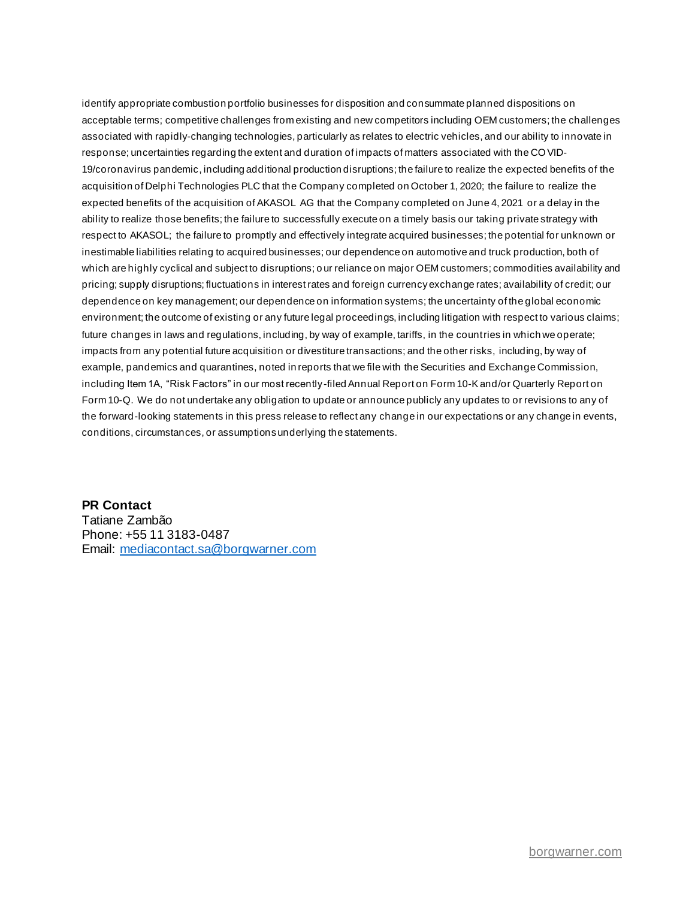identify appropriate combustion portfolio businesses for disposition and consummate planned dispositions on acceptable terms; competitive challenges from existing and new competitors including OEM customers; the challenges associated with rapidly-changing technologies, particularly as relates to electric vehicles, and our ability to innovate in response; uncertainties regarding the extent and duration of impacts of matters associated with the COVID-19/coronavirus pandemic, including additional production disruptions; the failure to realize the expected benefits of the acquisition of Delphi Technologies PLC that the Company completed on October 1, 2020; the failure to realize the expected benefits of the acquisition of AKASOL AG that the Company completed on June 4, 2021 or a delay in the ability to realize those benefits; the failure to successfully execute on a timely basis our taking private strategy with respect to AKASOL; the failure to promptly and effectively integrate acquired businesses; the potential for unknown or inestimable liabilities relating to acquired businesses; our dependence on automotive and truck production, both of which are highly cyclical and subject to disruptions; our reliance on major OEM customers; commodities availability and pricing; supply disruptions; fluctuations in interest rates and foreign currency exchange rates; availability of credit; our dependence on key management; our dependence on information systems; the uncertainty of the global economic environment; the outcome of existing or any future legal proceedings, including litigation with respect to various claims; future changes in laws and regulations, including, by way of example, tariffs, in the countries in which we operate; impacts from any potential future acquisition or divestiture transactions; and the other risks, including, by way of example, pandemics and quarantines, noted in reports that we file with the Securities and Exchange Commission, including Item 1A, "Risk Factors" in our most recently-filed Annual Report on Form 10-K and/or Quarterly Report on Form 10-Q. We do not undertake any obligation to update or announce publicly any updates to or revisions to any of the forward-looking statements in this press release to reflect any change in our expectations or any change in events, conditions, circumstances, or assumptions underlying the statements.

**PR Contact**
Tatiane Zambão
Phone: +55 11 3183-0487
Email: [mediacontact.sa@borgwarner.com](mailto:mediacontact.sa@borgwarner.com)